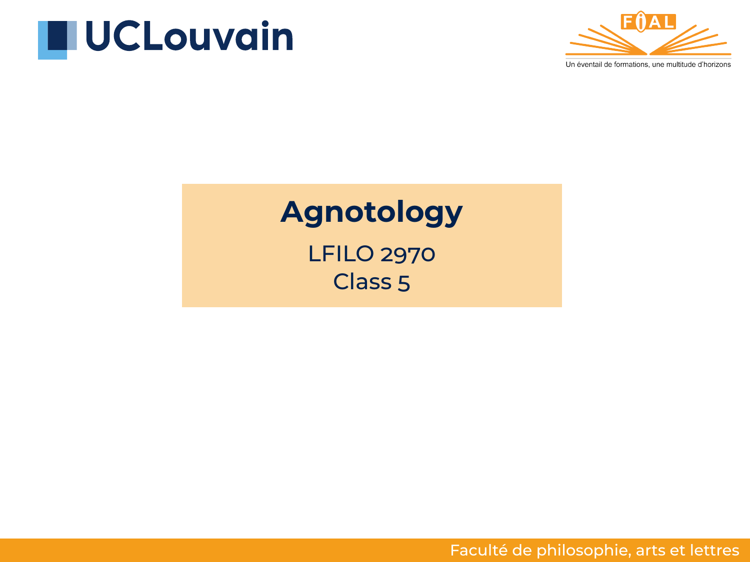# Agnotology

LFILO 2970

Class 5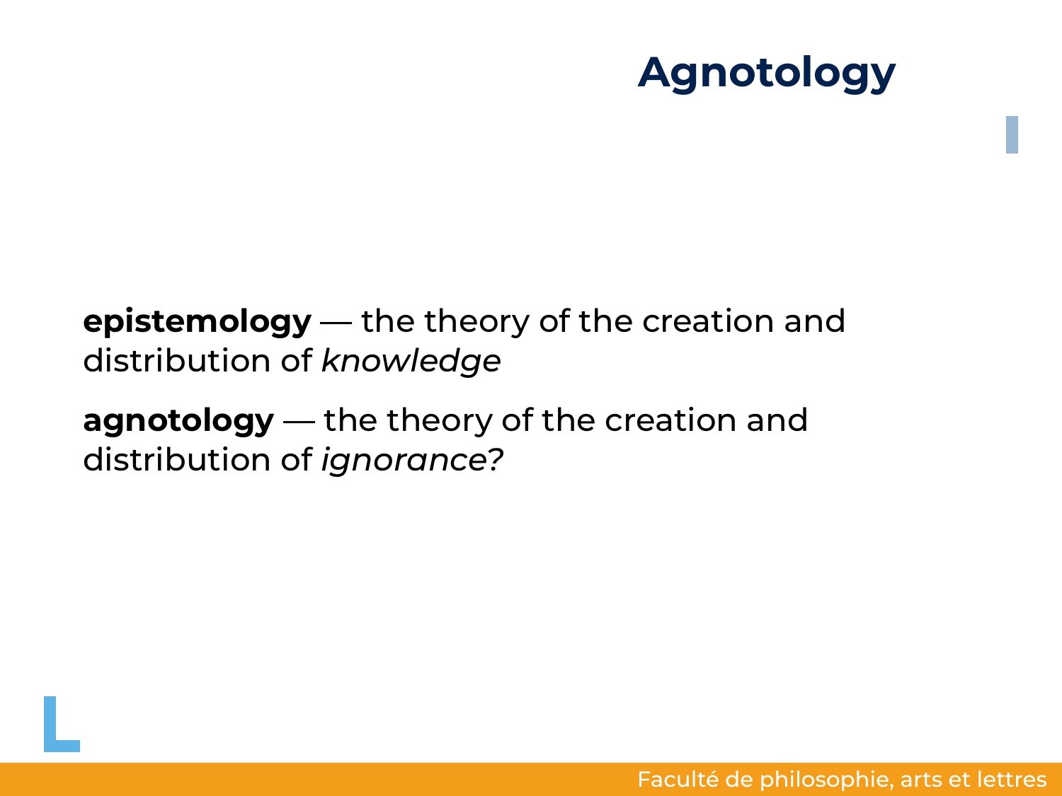# Agnotology

**epistemology** — the theory of the creation and distribution of *knowledge*

**agnotology** — the theory of the creation and distribution of *ignorance*?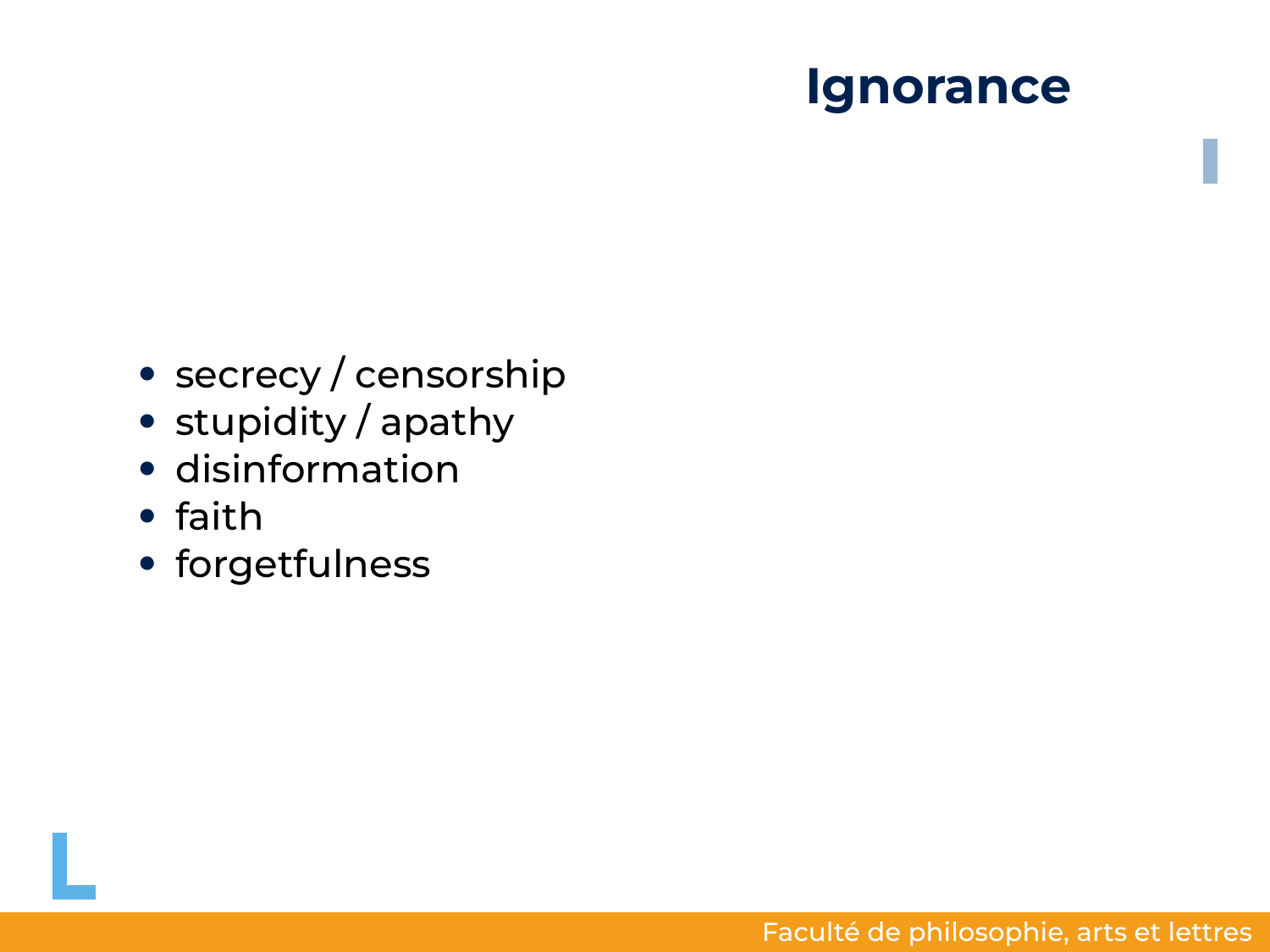# Ignorance

- secrecy / censorship
- stupidity / apathy
- disinformation
- faith
- forgetfulness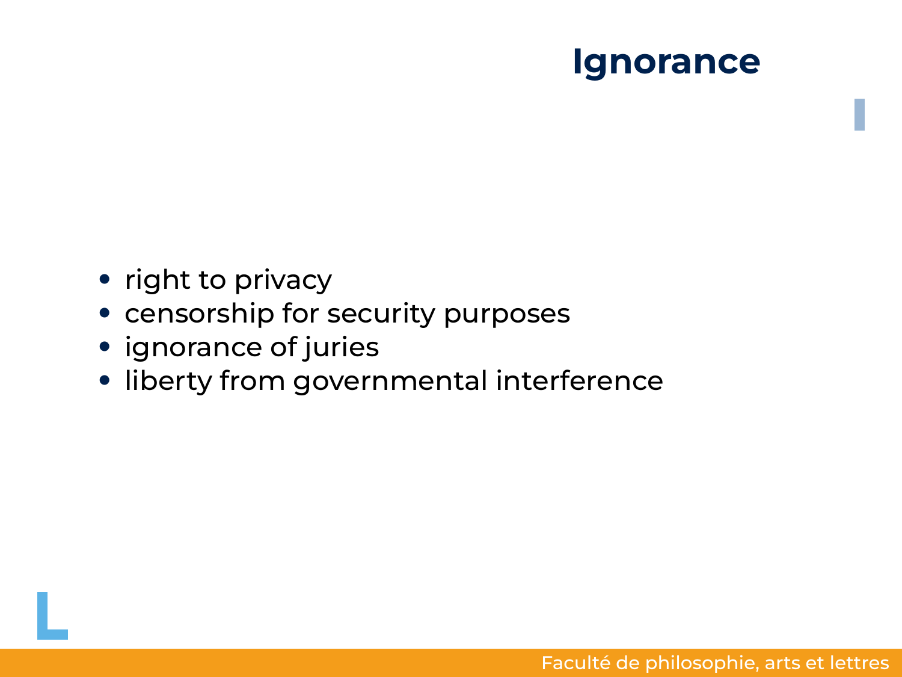# Ignorance

- right to privacy
- censorship for security purposes
- ignorance of juries
- liberty from governmental interference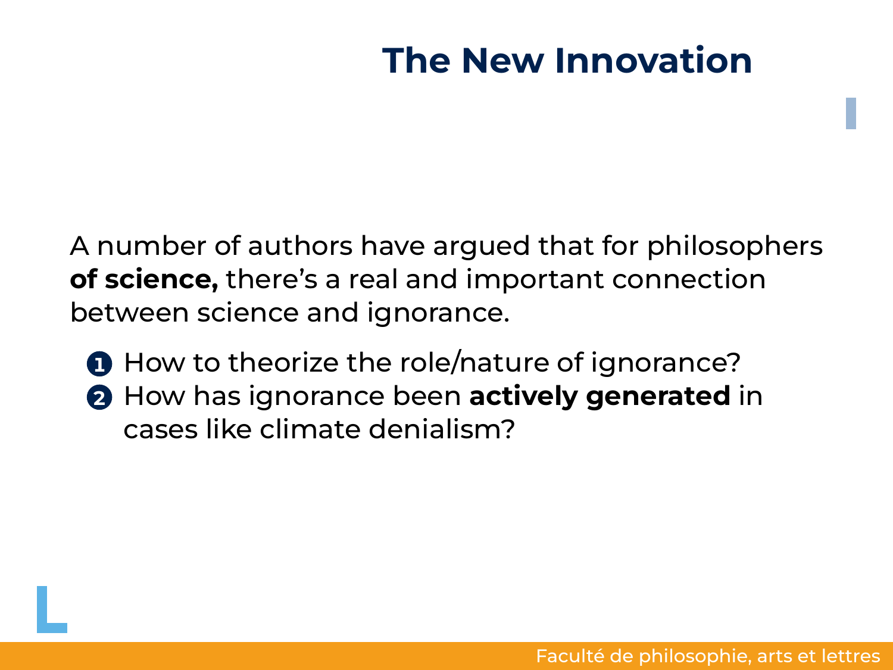# The New Innovation

A number of authors have argued that for philosophers **of science,** there's a real and important connection between science and ignorance.

1. How to theorize the role/nature of ignorance?
2. How has ignorance been **actively generated** in cases like climate denialism?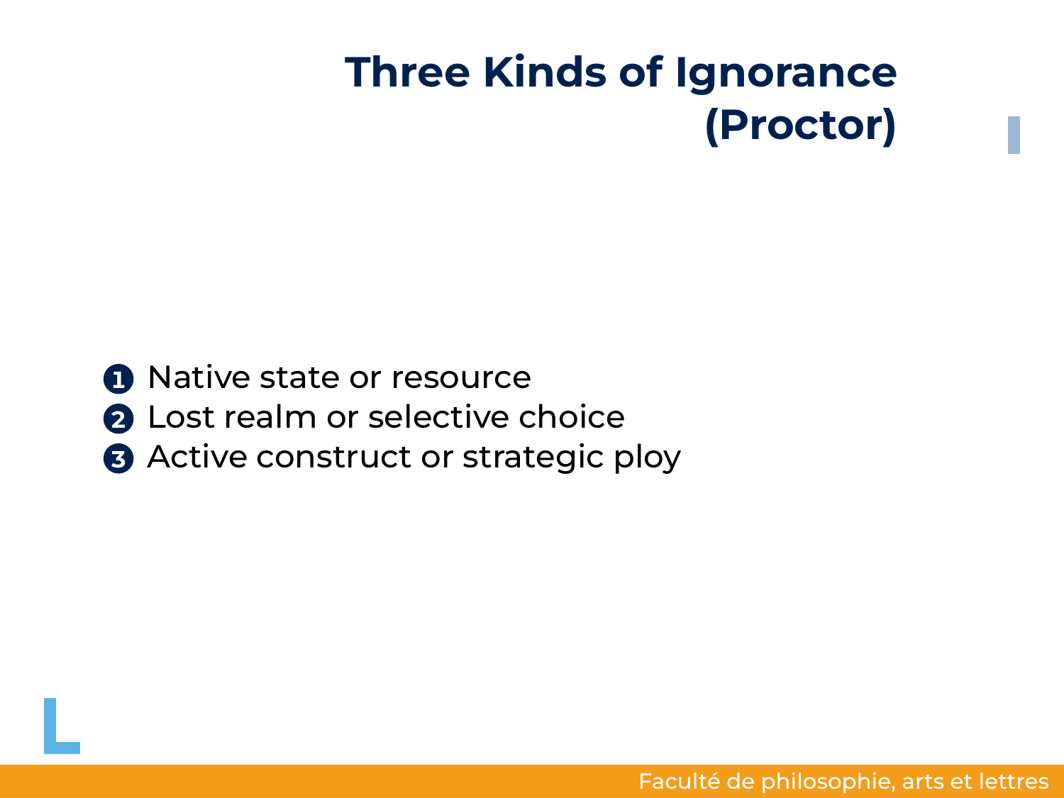# Three Kinds of Ignorance (Proctor)

1. Native state or resource
2. Lost realm or selective choice
3. Active construct or strategic ploy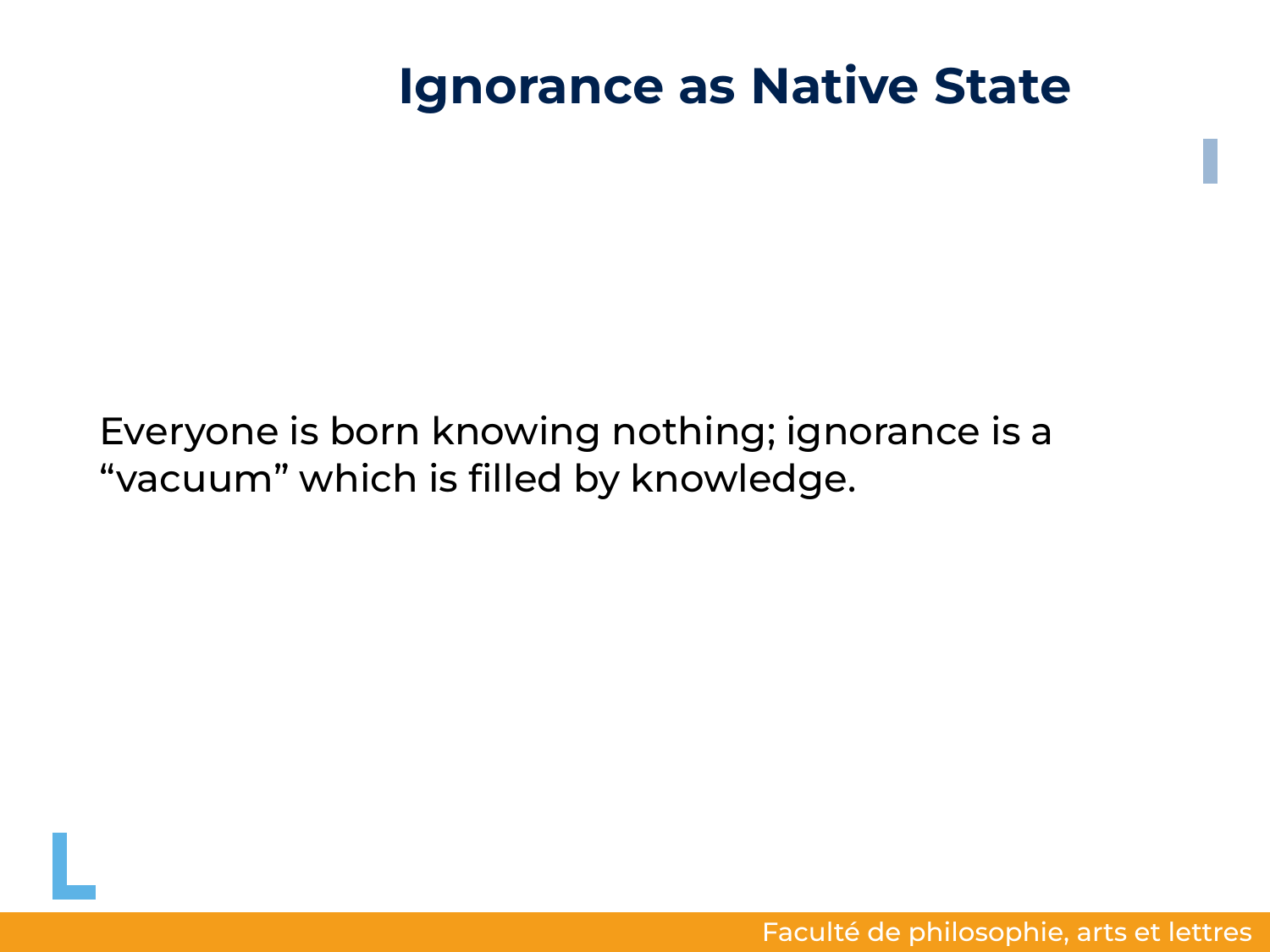# Ignorance as Native State

Everyone is born knowing nothing; ignorance is a “vacuum” which is filled by knowledge.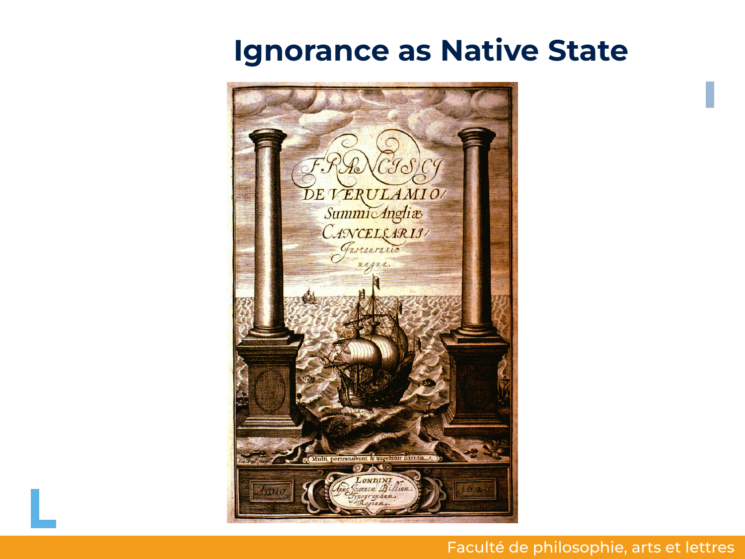# Ignorance as Native State

FRANCISCI DE VERULAMIO Summi Angliæ CANCELLARIS Instauratio magna.

Multi pertransibunt & augebitur scientia.

Anno 1620

LONDINI Apud Joannem Billium Typographum Regium.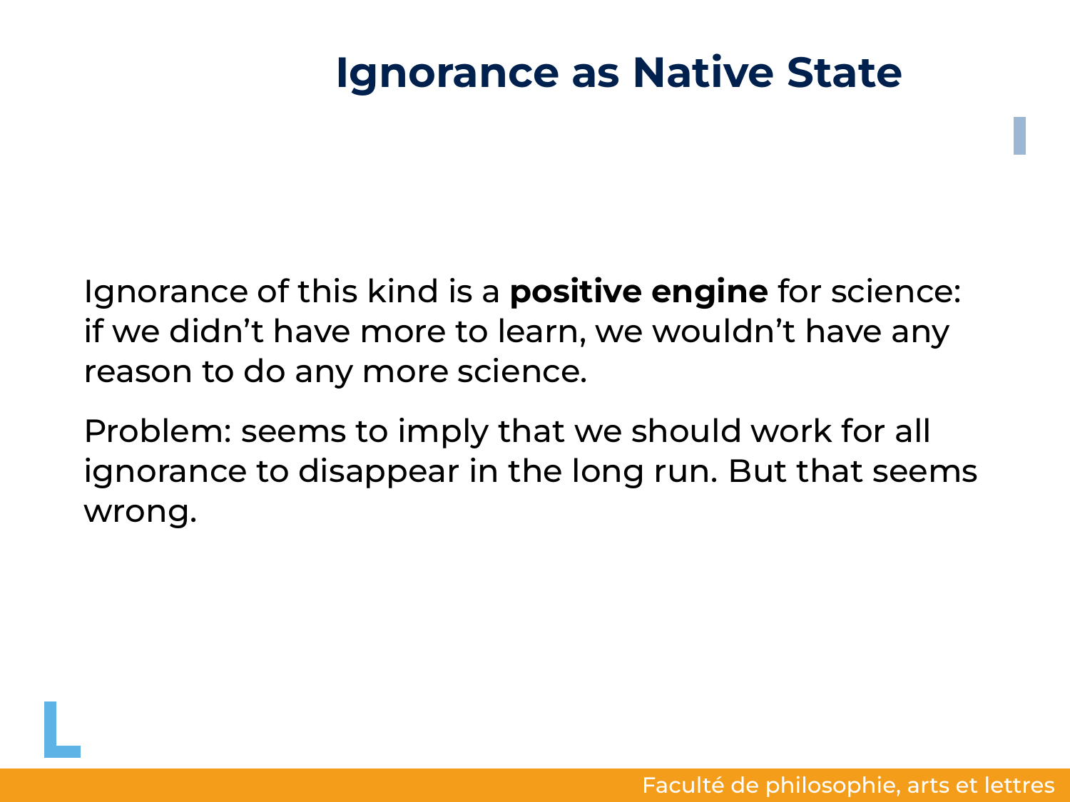# Ignorance as Native State

Ignorance of this kind is a **positive engine** for science: if we didn't have more to learn, we wouldn't have any reason to do any more science.

Problem: seems to imply that we should work for all ignorance to disappear in the long run. But that seems wrong.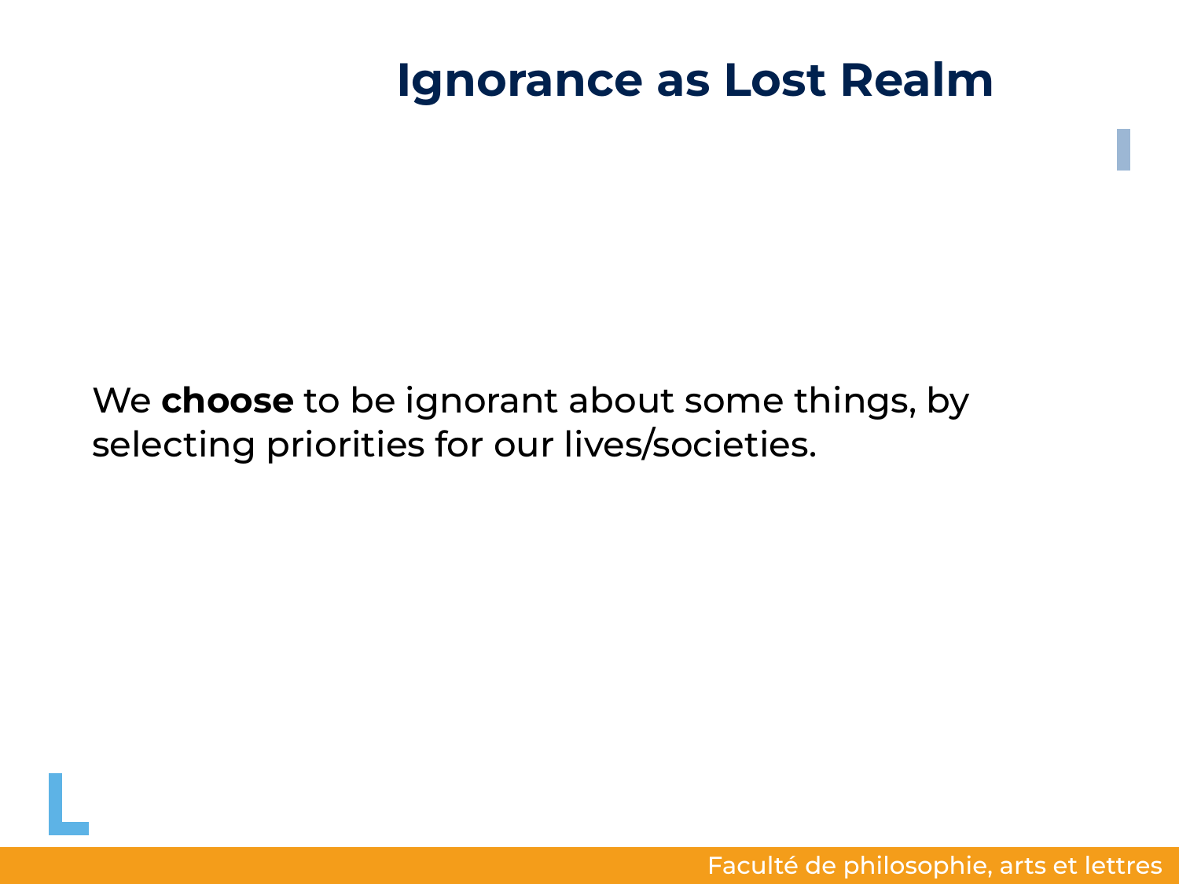# Ignorance as Lost Realm

We **choose** to be ignorant about some things, by selecting priorities for our lives/societies.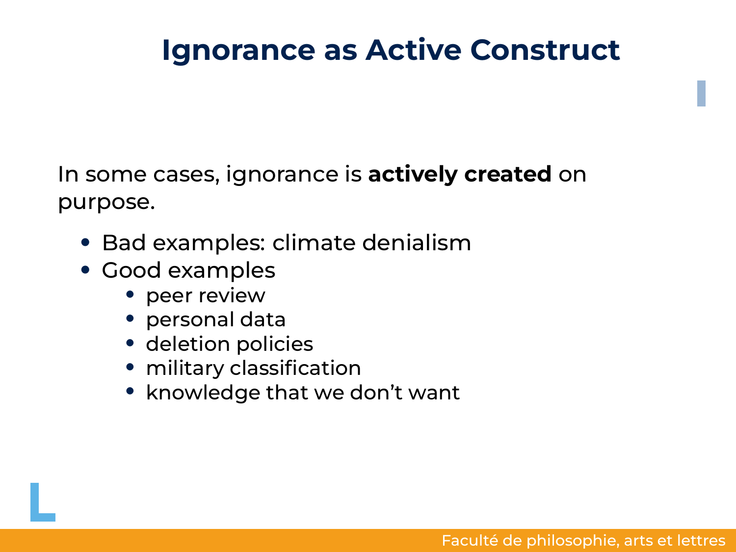# Ignorance as Active Construct

In some cases, ignorance is **actively created** on purpose.

- Bad examples: climate denialism
- Good examples
    - peer review
    - personal data
    - deletion policies
    - military classification
    - knowledge that we don't want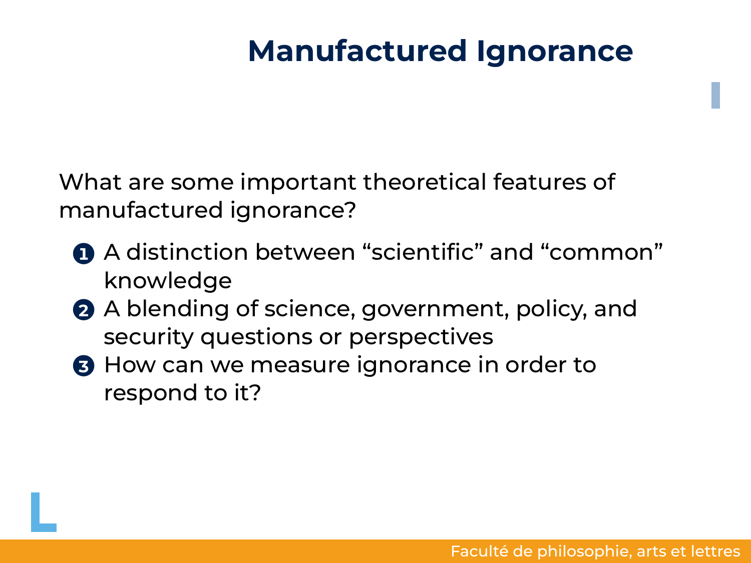# Manufactured Ignorance

What are some important theoretical features of manufactured ignorance?

1. A distinction between “scientific” and “common” knowledge
2. A blending of science, government, policy, and security questions or perspectives
3. How can we measure ignorance in order to respond to it?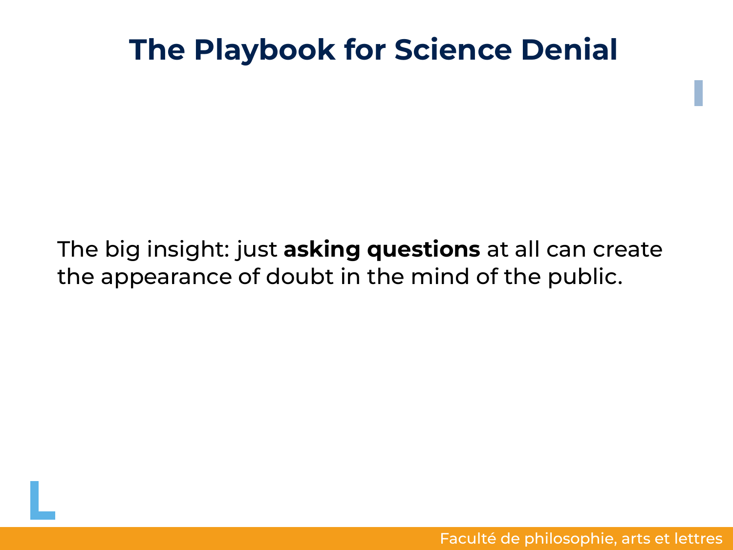# The Playbook for Science Denial

The big insight: just **asking questions** at all can create the appearance of doubt in the mind of the public.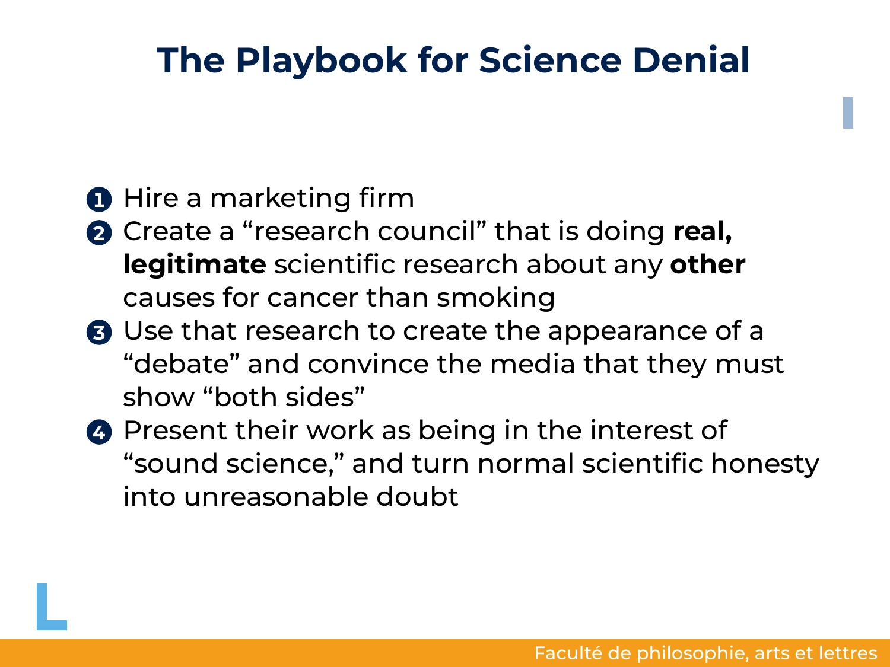# The Playbook for Science Denial

1. Hire a marketing firm
2. Create a "research council" that is doing **real, legitimate** scientific research about any **other** causes for cancer than smoking
3. Use that research to create the appearance of a "debate" and convince the media that they must show "both sides"
4. Present their work as being in the interest of "sound science," and turn normal scientific honesty into unreasonable doubt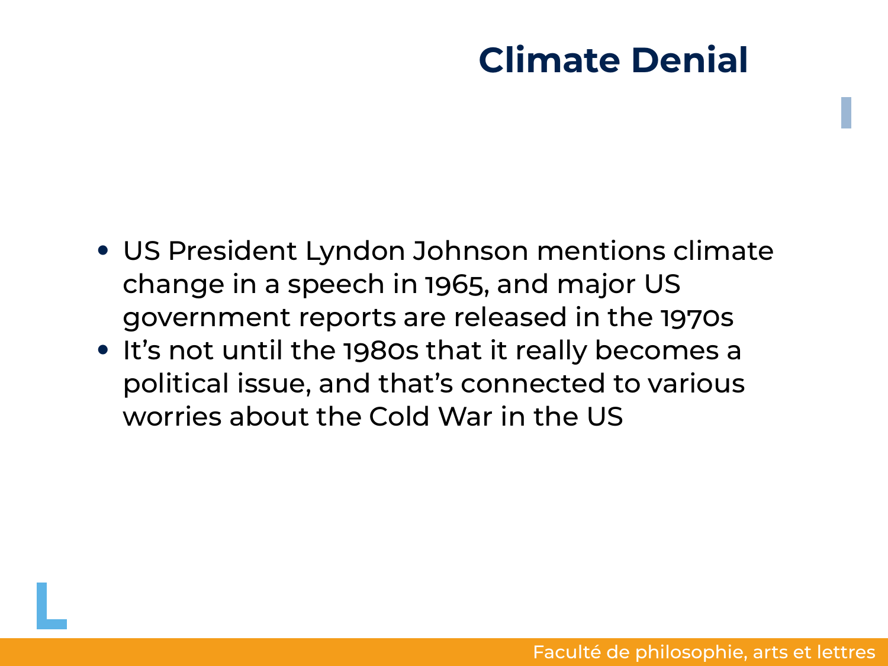# Climate Denial

- US President Lyndon Johnson mentions climate change in a speech in 1965, and major US government reports are released in the 1970s
- It's not until the 1980s that it really becomes a political issue, and that's connected to various worries about the Cold War in the US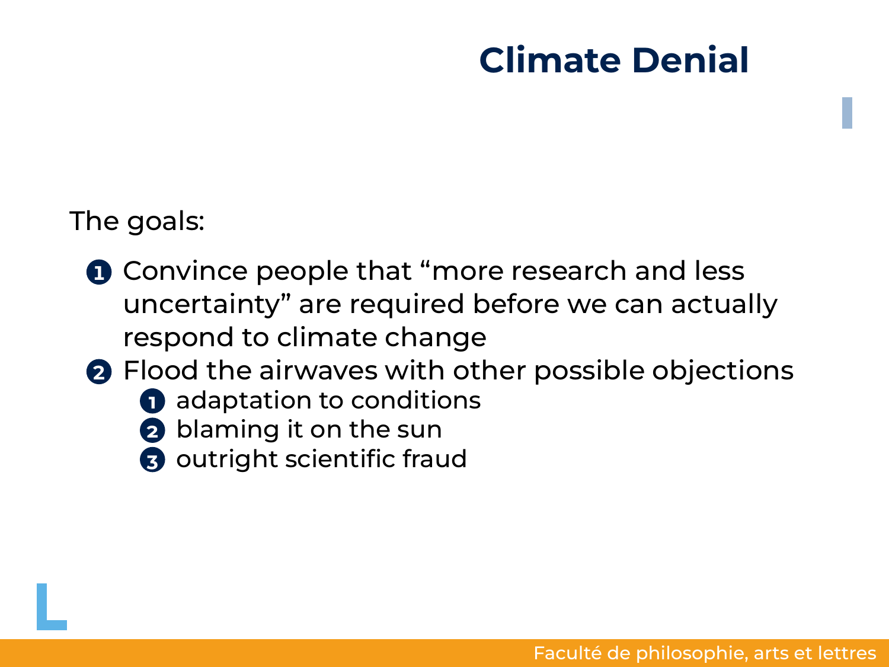# Climate Denial

The goals:

1. Convince people that "more research and less uncertainty" are required before we can actually respond to climate change
2. Flood the airwaves with other possible objections
    1. adaptation to conditions
    2. blaming it on the sun
    3. outright scientific fraud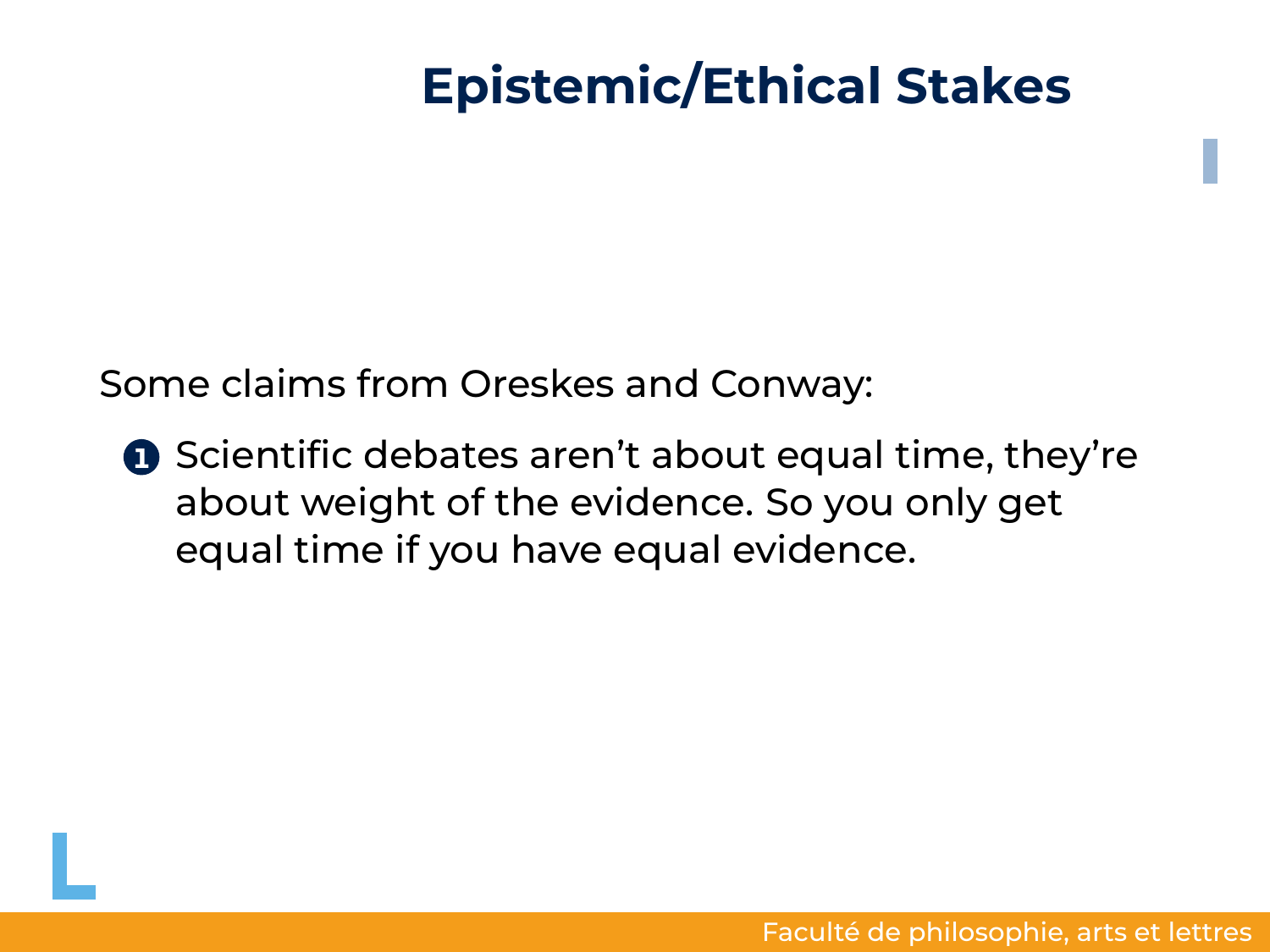# Epistemic/Ethical Stakes

Some claims from Oreskes and Conway:

1. Scientific debates aren't about equal time, they're about weight of the evidence. So you only get equal time if you have equal evidence.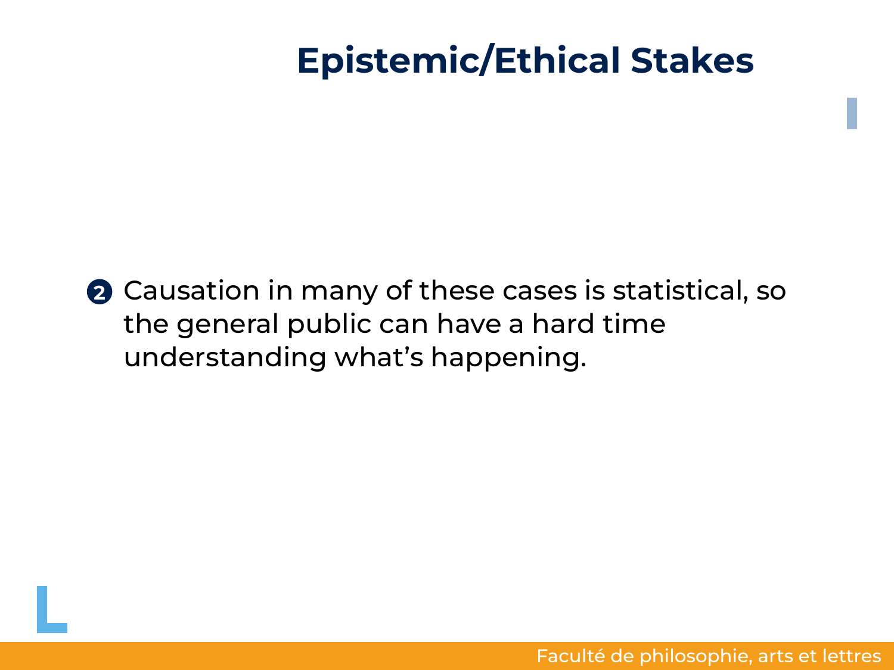# Epistemic/Ethical Stakes

2. Causation in many of these cases is statistical, so the general public can have a hard time understanding what's happening.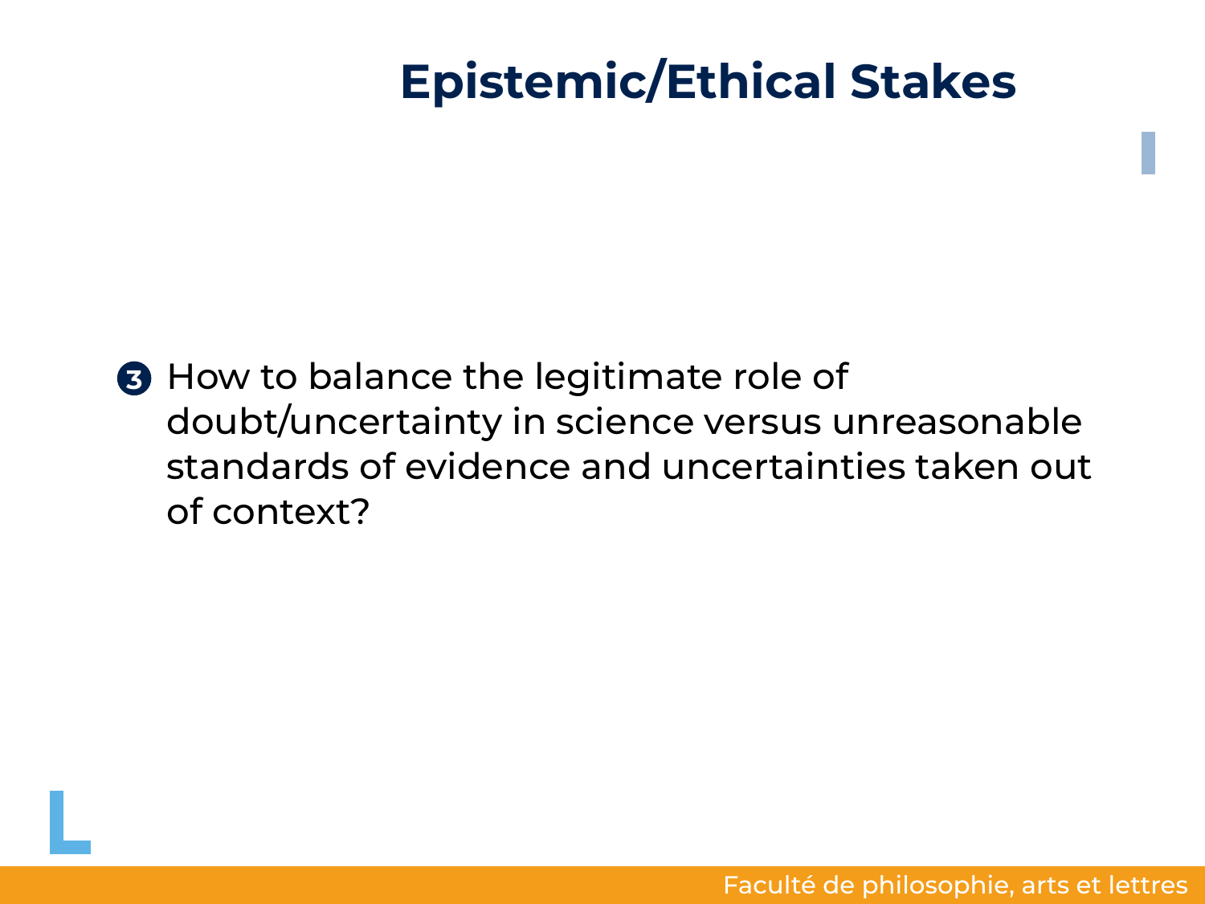# Epistemic/Ethical Stakes

3. How to balance the legitimate role of doubt/uncertainty in science versus unreasonable standards of evidence and uncertainties taken out of context?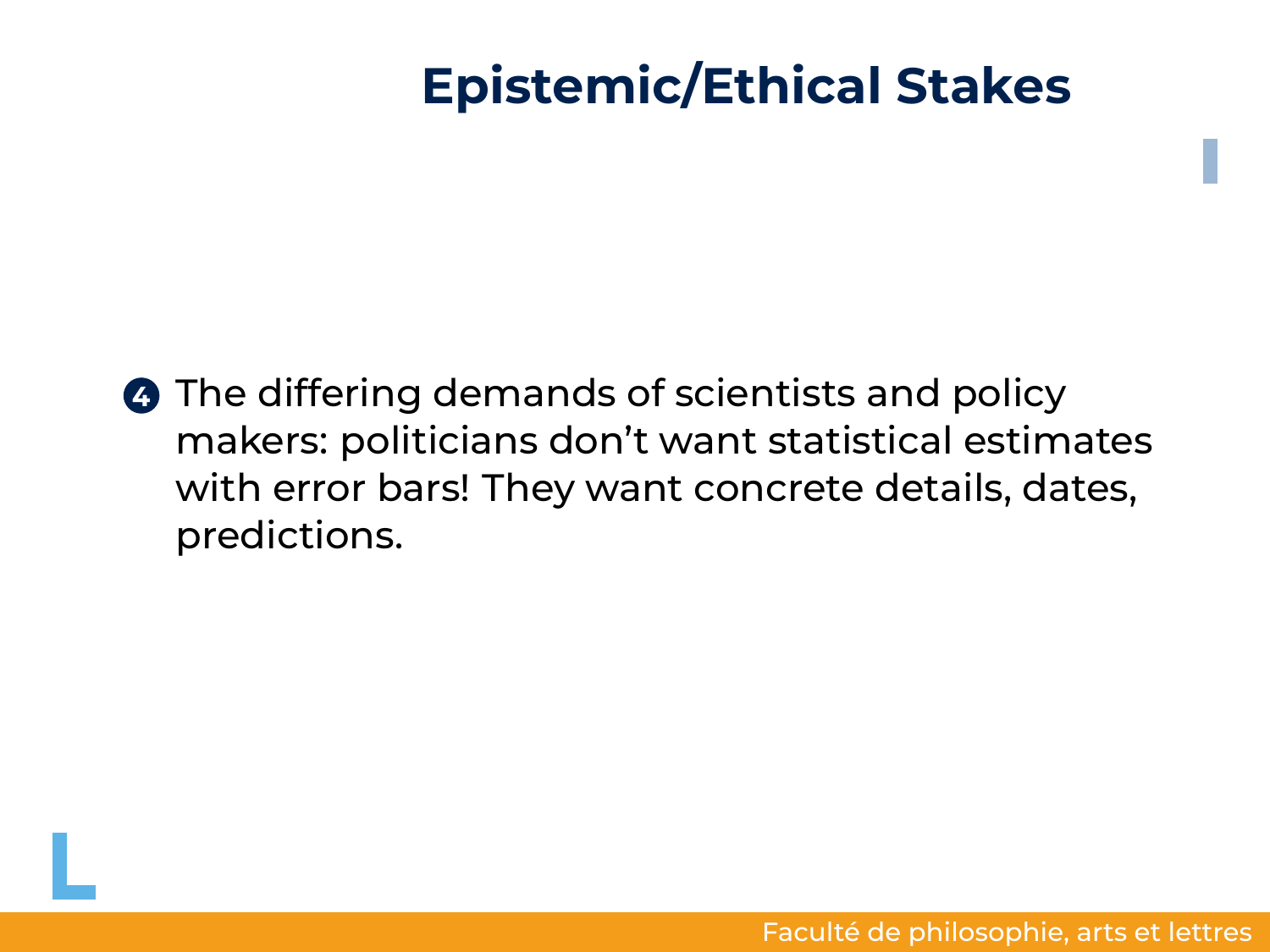# Epistemic/Ethical Stakes

4. The differing demands of scientists and policy makers: politicians don't want statistical estimates with error bars! They want concrete details, dates, predictions.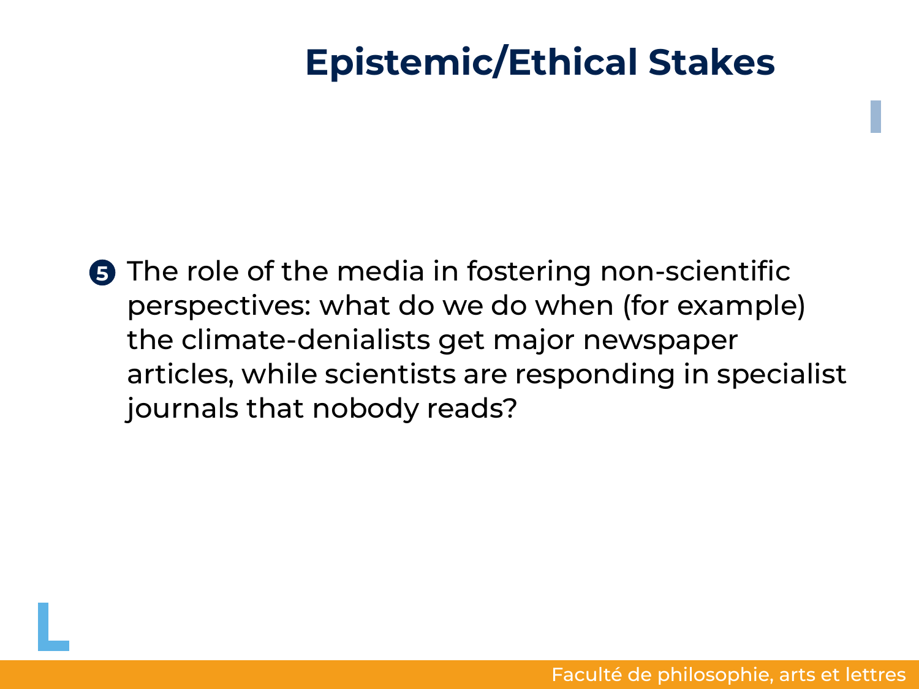# Epistemic/Ethical Stakes

5. The role of the media in fostering non-scientific perspectives: what do we do when (for example) the climate-denialists get major newspaper articles, while scientists are responding in specialist journals that nobody reads?